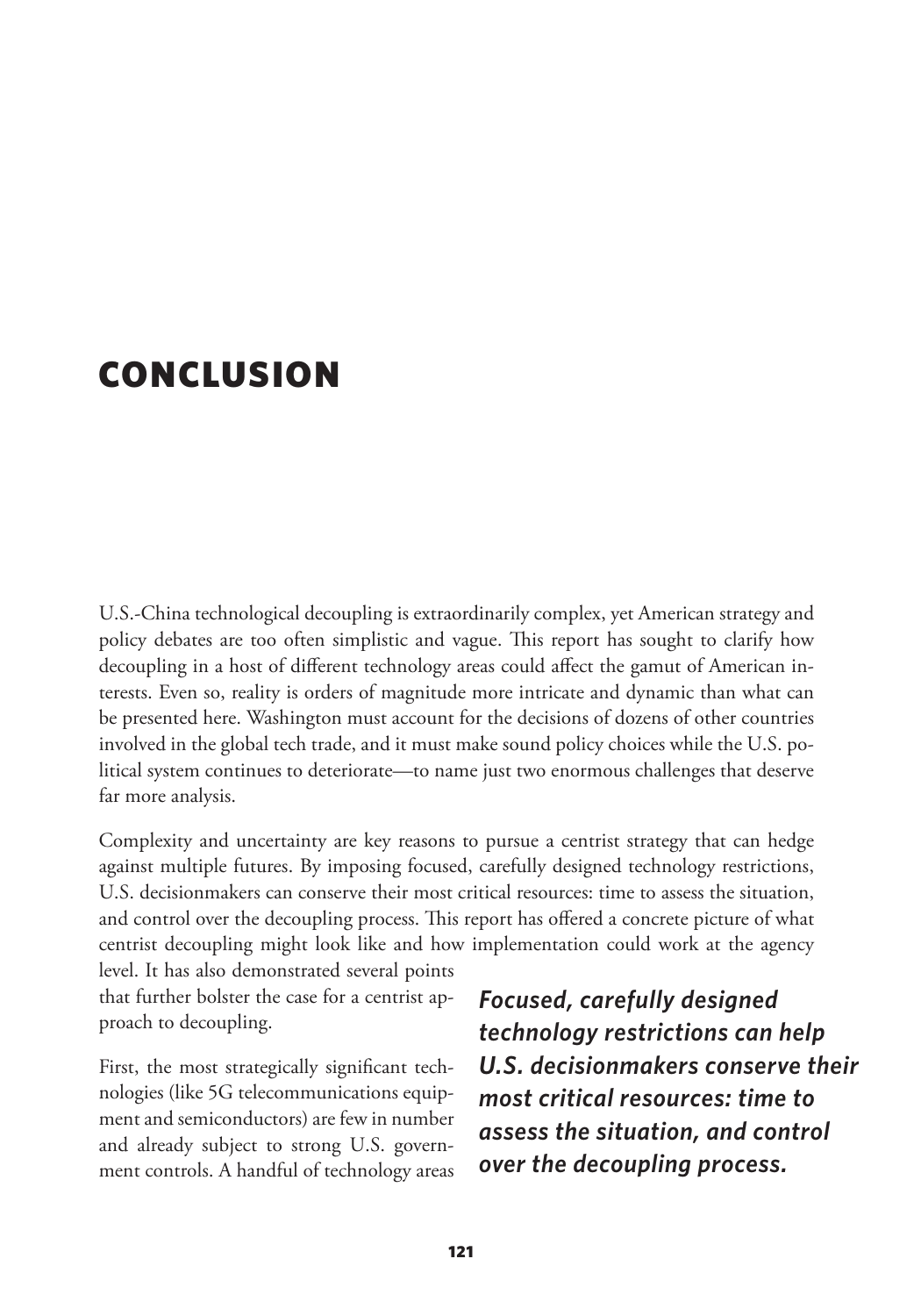# CONCLUSION

U.S.-China technological decoupling is extraordinarily complex, yet American strategy and policy debates are too often simplistic and vague. This report has sought to clarify how decoupling in a host of different technology areas could affect the gamut of American interests. Even so, reality is orders of magnitude more intricate and dynamic than what can be presented here. Washington must account for the decisions of dozens of other countries involved in the global tech trade, and it must make sound policy choices while the U.S. political system continues to deteriorate—to name just two enormous challenges that deserve far more analysis.

Complexity and uncertainty are key reasons to pursue a centrist strategy that can hedge against multiple futures. By imposing focused, carefully designed technology restrictions, U.S. decisionmakers can conserve their most critical resources: time to assess the situation, and control over the decoupling process. This report has offered a concrete picture of what centrist decoupling might look like and how implementation could work at the agency level. It has also demonstrated several points that further bolster the case for a centrist approach to decoupling.

***Focused, carefully designed technology restrictions can help U.S. decisionmakers conserve their most critical resources: time to assess the situation, and control over the decoupling process.***

First, the most strategically significant technologies (like 5G telecommunications equipment and semiconductors) are few in number and already subject to strong U.S. government controls. A handful of technology areas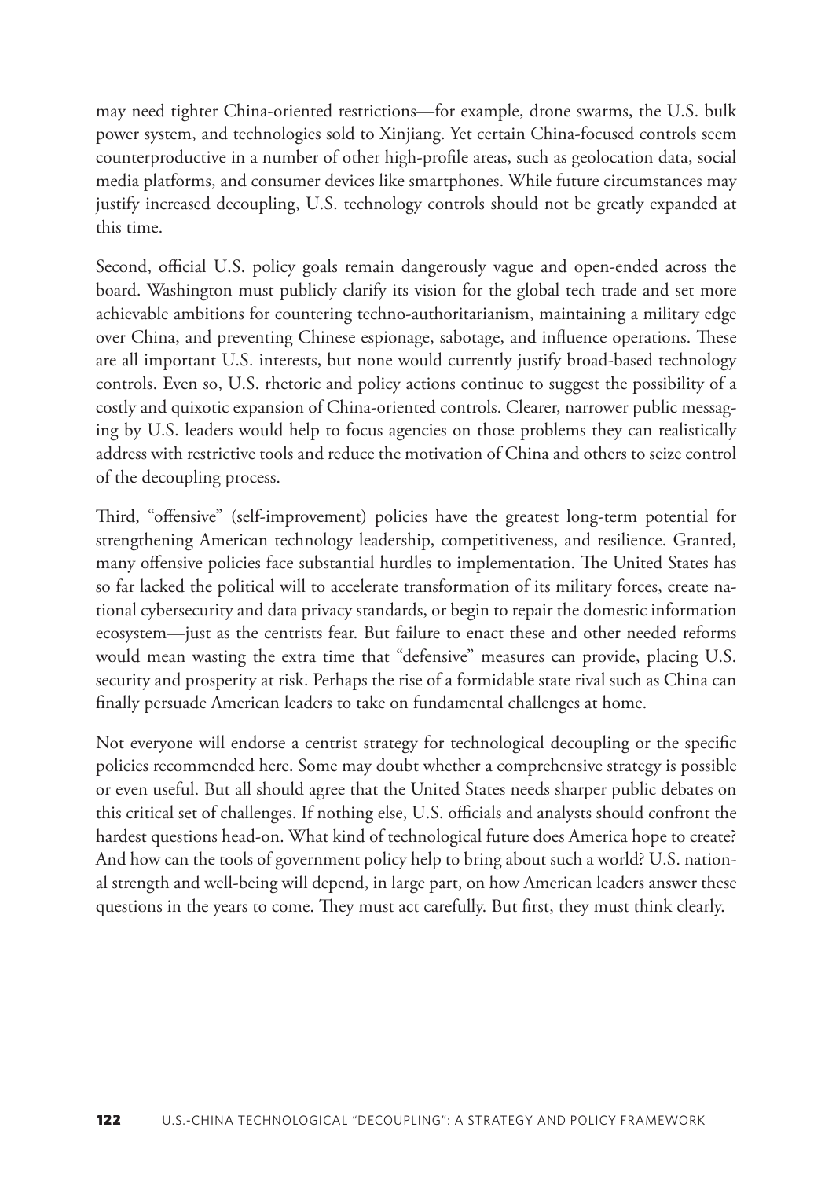may need tighter China-oriented restrictions—for example, drone swarms, the U.S. bulk power system, and technologies sold to Xinjiang. Yet certain China-focused controls seem counterproductive in a number of other high-profile areas, such as geolocation data, social media platforms, and consumer devices like smartphones. While future circumstances may justify increased decoupling, U.S. technology controls should not be greatly expanded at this time.

Second, official U.S. policy goals remain dangerously vague and open-ended across the board. Washington must publicly clarify its vision for the global tech trade and set more achievable ambitions for countering techno-authoritarianism, maintaining a military edge over China, and preventing Chinese espionage, sabotage, and influence operations. These are all important U.S. interests, but none would currently justify broad-based technology controls. Even so, U.S. rhetoric and policy actions continue to suggest the possibility of a costly and quixotic expansion of China-oriented controls. Clearer, narrower public messaging by U.S. leaders would help to focus agencies on those problems they can realistically address with restrictive tools and reduce the motivation of China and others to seize control of the decoupling process.

Third, "offensive" (self-improvement) policies have the greatest long-term potential for strengthening American technology leadership, competitiveness, and resilience. Granted, many offensive policies face substantial hurdles to implementation. The United States has so far lacked the political will to accelerate transformation of its military forces, create national cybersecurity and data privacy standards, or begin to repair the domestic information ecosystem—just as the centrists fear. But failure to enact these and other needed reforms would mean wasting the extra time that "defensive" measures can provide, placing U.S. security and prosperity at risk. Perhaps the rise of a formidable state rival such as China can finally persuade American leaders to take on fundamental challenges at home.

Not everyone will endorse a centrist strategy for technological decoupling or the specific policies recommended here. Some may doubt whether a comprehensive strategy is possible or even useful. But all should agree that the United States needs sharper public debates on this critical set of challenges. If nothing else, U.S. officials and analysts should confront the hardest questions head-on. What kind of technological future does America hope to create? And how can the tools of government policy help to bring about such a world? U.S. national strength and well-being will depend, in large part, on how American leaders answer these questions in the years to come. They must act carefully. But first, they must think clearly.